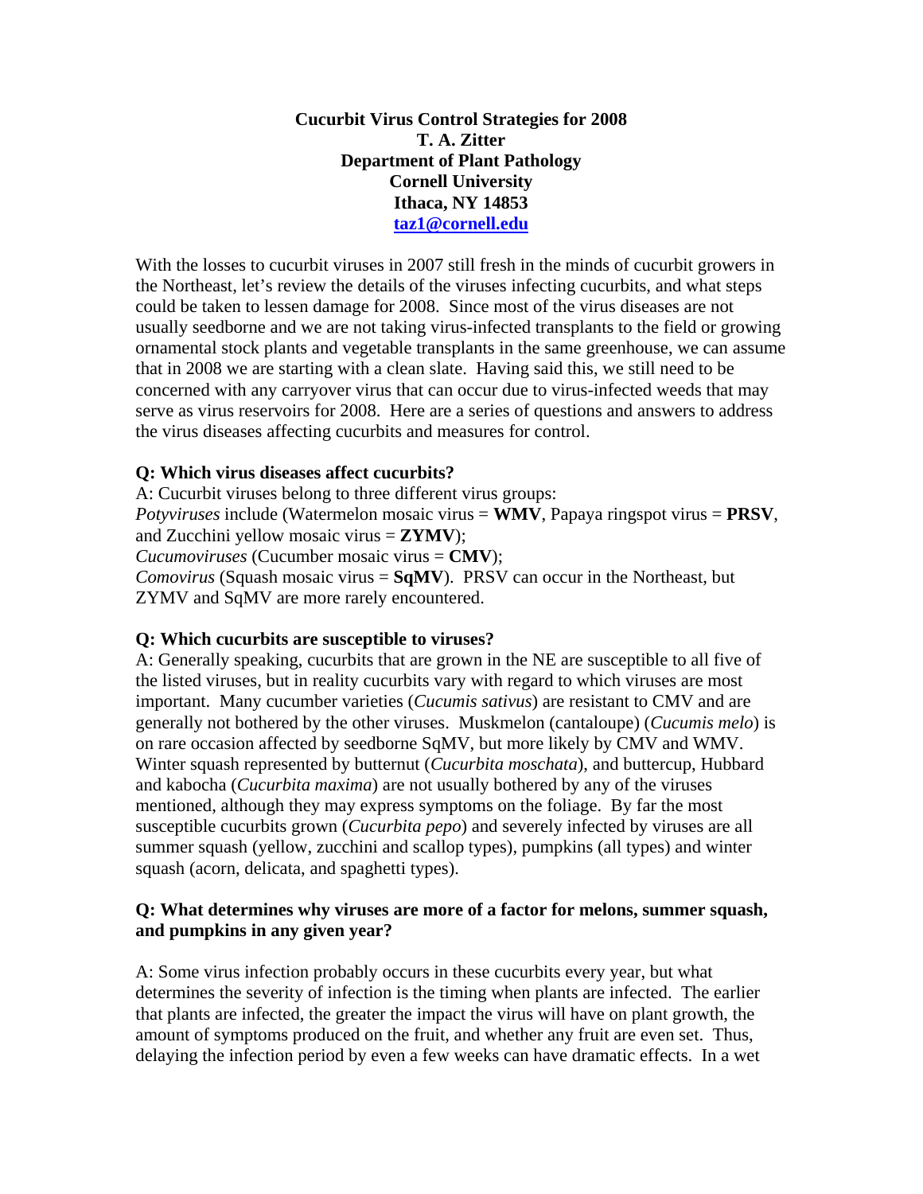**Cucurbit Virus Control Strategies for 2008**
**T. A. Zitter**
**Department of Plant Pathology**
**Cornell University**
**Ithaca, NY 14853**
**[taz1@cornell.edu](mailto:taz1@cornell.edu)**

With the losses to cucurbit viruses in 2007 still fresh in the minds of cucurbit growers in the Northeast, let's review the details of the viruses infecting cucurbits, and what steps could be taken to lessen damage for 2008. Since most of the virus diseases are not usually seedborne and we are not taking virus-infected transplants to the field or growing ornamental stock plants and vegetable transplants in the same greenhouse, we can assume that in 2008 we are starting with a clean slate. Having said this, we still need to be concerned with any carryover virus that can occur due to virus-infected weeds that may serve as virus reservoirs for 2008. Here are a series of questions and answers to address the virus diseases affecting cucurbits and measures for control.

**Q: Which virus diseases affect cucurbits?**

A: Cucurbit viruses belong to three different virus groups:
*Potyviruses* include (Watermelon mosaic virus = **WMV**, Papaya ringspot virus = **PRSV**, and Zucchini yellow mosaic virus = **ZYMV**);
*Cucumoviruses* (Cucumber mosaic virus = **CMV**);
*Comovirus* (Squash mosaic virus = **SqMV**). PRSV can occur in the Northeast, but ZYMV and SqMV are more rarely encountered.

**Q: Which cucurbits are susceptible to viruses?**

A: Generally speaking, cucurbits that are grown in the NE are susceptible to all five of the listed viruses, but in reality cucurbits vary with regard to which viruses are most important. Many cucumber varieties (*Cucumis sativus*) are resistant to CMV and are generally not bothered by the other viruses. Muskmelon (cantaloupe) (*Cucumis melo*) is on rare occasion affected by seedborne SqMV, but more likely by CMV and WMV. Winter squash represented by butternut (*Cucurbita moschata*), and buttercup, Hubbard and kabocha (*Cucurbita maxima*) are not usually bothered by any of the viruses mentioned, although they may express symptoms on the foliage. By far the most susceptible cucurbits grown (*Cucurbita pepo*) and severely infected by viruses are all summer squash (yellow, zucchini and scallop types), pumpkins (all types) and winter squash (acorn, delicata, and spaghetti types).

**Q: What determines why viruses are more of a factor for melons, summer squash, and pumpkins in any given year?**

A: Some virus infection probably occurs in these cucurbits every year, but what determines the severity of infection is the timing when plants are infected. The earlier that plants are infected, the greater the impact the virus will have on plant growth, the amount of symptoms produced on the fruit, and whether any fruit are even set. Thus, delaying the infection period by even a few weeks can have dramatic effects. In a wet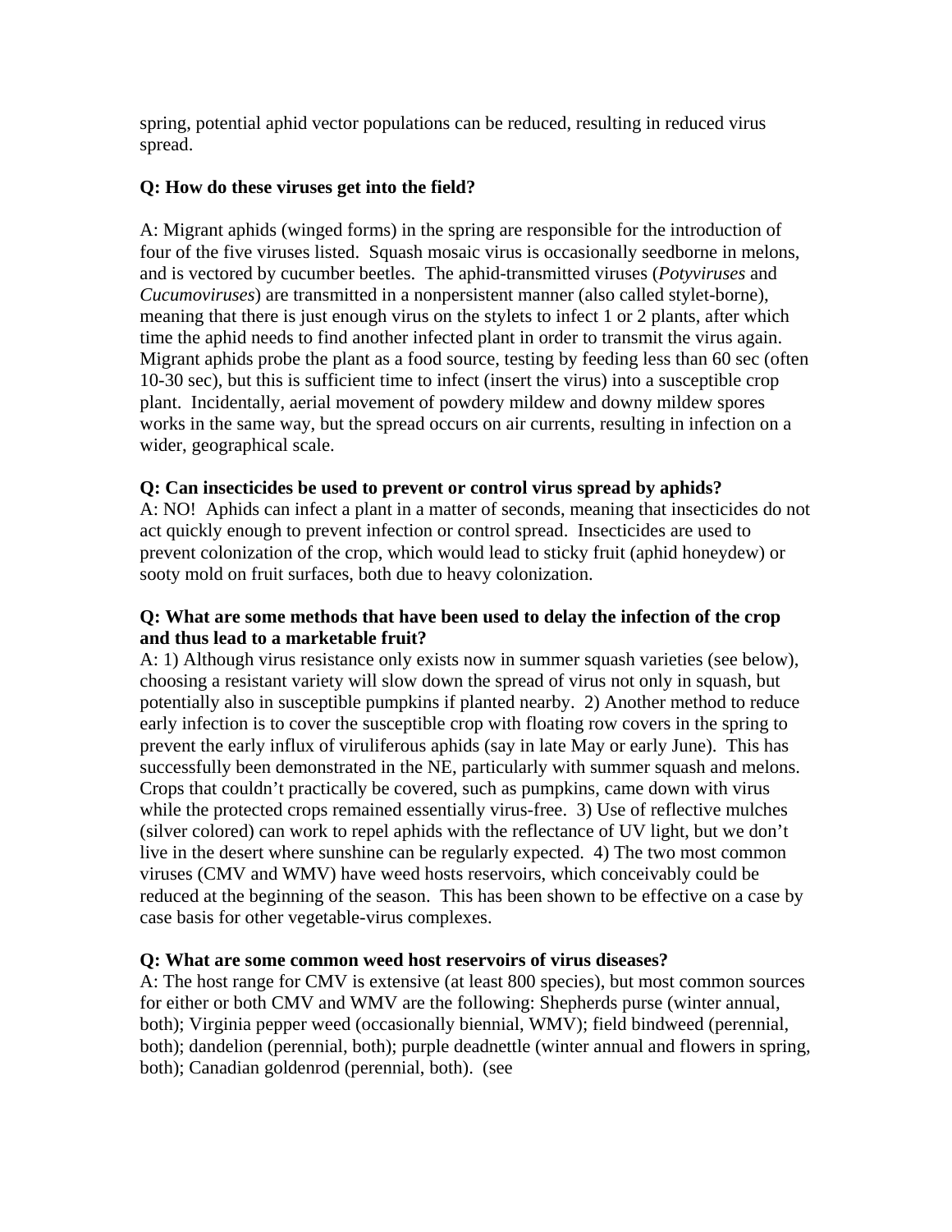spring, potential aphid vector populations can be reduced, resulting in reduced virus spread.

**Q: How do these viruses get into the field?**

A: Migrant aphids (winged forms) in the spring are responsible for the introduction of four of the five viruses listed. Squash mosaic virus is occasionally seedborne in melons, and is vectored by cucumber beetles. The aphid-transmitted viruses (*Potyviruses* and *Cucumoviruses*) are transmitted in a nonpersistent manner (also called stylet-borne), meaning that there is just enough virus on the stylets to infect 1 or 2 plants, after which time the aphid needs to find another infected plant in order to transmit the virus again. Migrant aphids probe the plant as a food source, testing by feeding less than 60 sec (often 10-30 sec), but this is sufficient time to infect (insert the virus) into a susceptible crop plant. Incidentally, aerial movement of powdery mildew and downy mildew spores works in the same way, but the spread occurs on air currents, resulting in infection on a wider, geographical scale.

**Q: Can insecticides be used to prevent or control virus spread by aphids?**

A: NO! Aphids can infect a plant in a matter of seconds, meaning that insecticides do not act quickly enough to prevent infection or control spread. Insecticides are used to prevent colonization of the crop, which would lead to sticky fruit (aphid honeydew) or sooty mold on fruit surfaces, both due to heavy colonization.

**Q: What are some methods that have been used to delay the infection of the crop and thus lead to a marketable fruit?**

A: 1) Although virus resistance only exists now in summer squash varieties (see below), choosing a resistant variety will slow down the spread of virus not only in squash, but potentially also in susceptible pumpkins if planted nearby. 2) Another method to reduce early infection is to cover the susceptible crop with floating row covers in the spring to prevent the early influx of viruliferous aphids (say in late May or early June). This has successfully been demonstrated in the NE, particularly with summer squash and melons. Crops that couldn't practically be covered, such as pumpkins, came down with virus while the protected crops remained essentially virus-free. 3) Use of reflective mulches (silver colored) can work to repel aphids with the reflectance of UV light, but we don't live in the desert where sunshine can be regularly expected. 4) The two most common viruses (CMV and WMV) have weed hosts reservoirs, which conceivably could be reduced at the beginning of the season. This has been shown to be effective on a case by case basis for other vegetable-virus complexes.

**Q: What are some common weed host reservoirs of virus diseases?**

A: The host range for CMV is extensive (at least 800 species), but most common sources for either or both CMV and WMV are the following: Shepherds purse (winter annual, both); Virginia pepper weed (occasionally biennial, WMV); field bindweed (perennial, both); dandelion (perennial, both); purple deadnettle (winter annual and flowers in spring, both); Canadian goldenrod (perennial, both). (see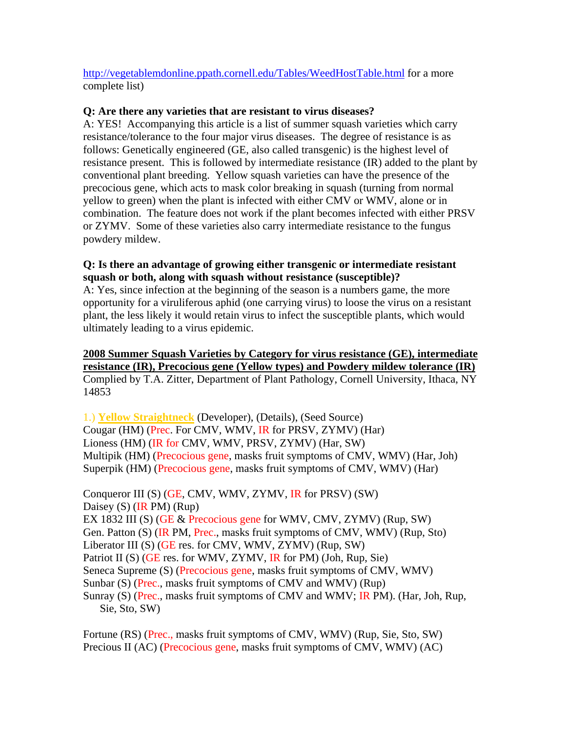http://vegetablemdonline.ppath.cornell.edu/Tables/WeedHostTable.html for a more complete list)

**Q: Are there any varieties that are resistant to virus diseases?**
A: YES! Accompanying this article is a list of summer squash varieties which carry resistance/tolerance to the four major virus diseases. The degree of resistance is as follows: Genetically engineered (GE, also called transgenic) is the highest level of resistance present. This is followed by intermediate resistance (IR) added to the plant by conventional plant breeding. Yellow squash varieties can have the presence of the precocious gene, which acts to mask color breaking in squash (turning from normal yellow to green) when the plant is infected with either CMV or WMV, alone or in combination. The feature does not work if the plant becomes infected with either PRSV or ZYMV. Some of these varieties also carry intermediate resistance to the fungus powdery mildew.

**Q: Is there an advantage of growing either transgenic or intermediate resistant squash or both, along with squash without resistance (susceptible)?**
A: Yes, since infection at the beginning of the season is a numbers game, the more opportunity for a viruliferous aphid (one carrying virus) to loose the virus on a resistant plant, the less likely it would retain virus to infect the susceptible plants, which would ultimately leading to a virus epidemic.

**2008 Summer Squash Varieties by Category for virus resistance (GE), intermediate resistance (IR), Precocious gene (Yellow types) and Powdery mildew tolerance (IR)**
Complied by T.A. Zitter, Department of Plant Pathology, Cornell University, Ithaca, NY 14853

1.) **Yellow Straightneck** (Developer), (Details), (Seed Source)
Cougar (HM) (Prec. For CMV, WMV, IR for PRSV, ZYMV) (Har)
Lioness (HM) (IR for CMV, WMV, PRSV, ZYMV) (Har, SW)
Multipik (HM) (Precocious gene, masks fruit symptoms of CMV, WMV) (Har, Joh)
Superpik (HM) (Precocious gene, masks fruit symptoms of CMV, WMV) (Har)

Conqueror III (S) (GE, CMV, WMV, ZYMV, IR for PRSV) (SW)
Daisey (S) (IR PM) (Rup)
EX 1832 III (S) (GE & Precocious gene for WMV, CMV, ZYMV) (Rup, SW)
Gen. Patton (S) (IR PM, Prec., masks fruit symptoms of CMV, WMV) (Rup, Sto)
Liberator III (S) (GE res. for CMV, WMV, ZYMV) (Rup, SW)
Patriot II (S) (GE res. for WMV, ZYMV, IR for PM) (Joh, Rup, Sie)
Seneca Supreme (S) (Precocious gene, masks fruit symptoms of CMV, WMV)
Sunbar (S) (Prec., masks fruit symptoms of CMV and WMV) (Rup)
Sunray (S) (Prec., masks fruit symptoms of CMV and WMV; IR PM). (Har, Joh, Rup, Sie, Sto, SW)

Fortune (RS) (Prec., masks fruit symptoms of CMV, WMV) (Rup, Sie, Sto, SW)
Precious II (AC) (Precocious gene, masks fruit symptoms of CMV, WMV) (AC)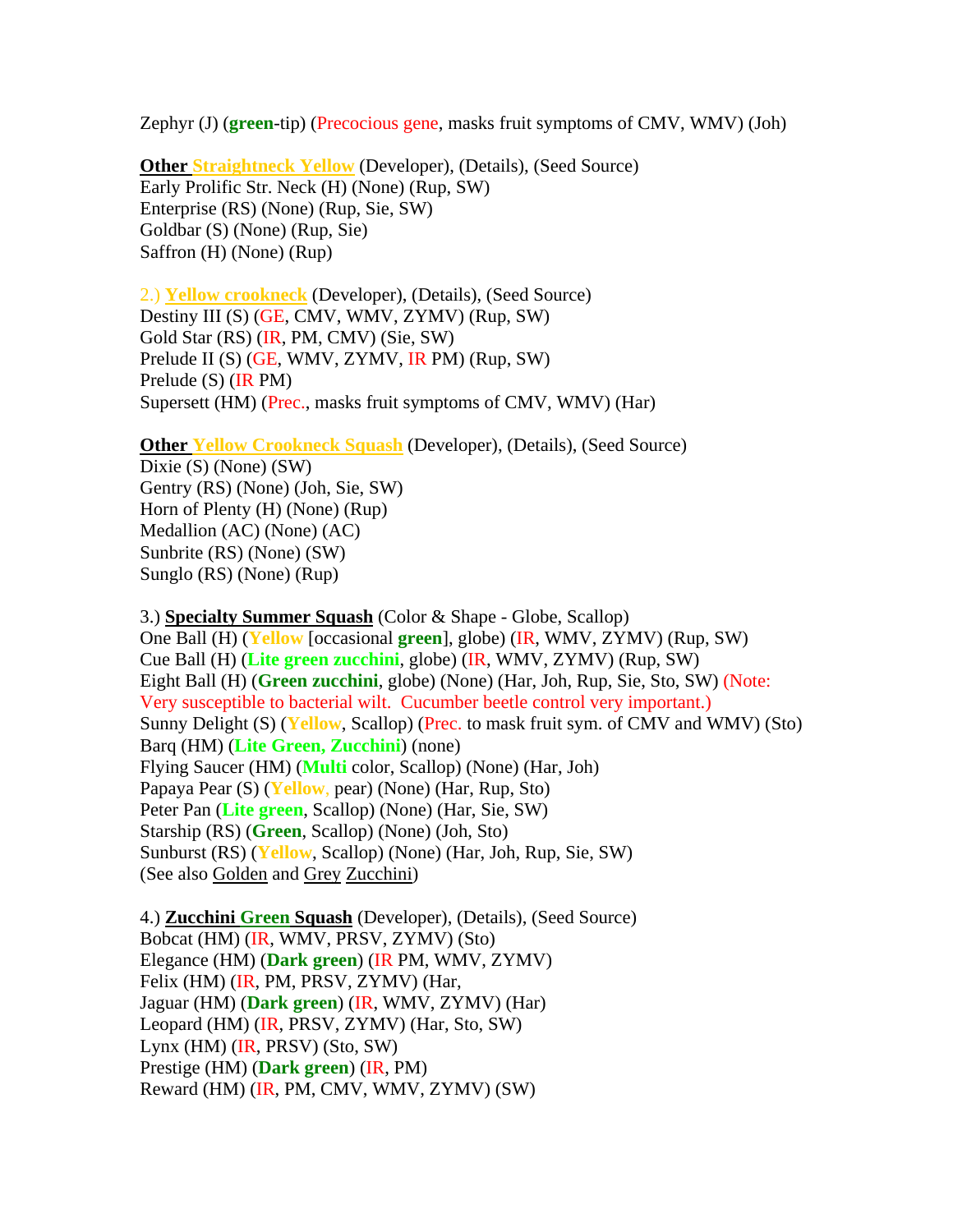Zephyr (J) (**green**-tip) (Precocious gene, masks fruit symptoms of CMV, WMV) (Joh)

**Other Straightneck Yellow** (Developer), (Details), (Seed Source)
Early Prolific Str. Neck (H) (None) (Rup, SW)
Enterprise (RS) (None) (Rup, Sie, SW)
Goldbar (S) (None) (Rup, Sie)
Saffron (H) (None) (Rup)

2.) **Yellow crookneck** (Developer), (Details), (Seed Source)
Destiny III (S) (GE, CMV, WMV, ZYMV) (Rup, SW)
Gold Star (RS) (IR, PM, CMV) (Sie, SW)
Prelude II (S) (GE, WMV, ZYMV, IR PM) (Rup, SW)
Prelude (S) (IR PM)
Supersett (HM) (Prec., masks fruit symptoms of CMV, WMV) (Har)

**Other Yellow Crookneck Squash** (Developer), (Details), (Seed Source)
Dixie (S) (None) (SW)
Gentry (RS) (None) (Joh, Sie, SW)
Horn of Plenty (H) (None) (Rup)
Medallion (AC) (None) (AC)
Sunbrite (RS) (None) (SW)
Sunglo (RS) (None) (Rup)

3.) **Specialty Summer Squash** (Color & Shape - Globe, Scallop)
One Ball (H) (**Yellow** [occasional **green**], globe) (IR, WMV, ZYMV) (Rup, SW)
Cue Ball (H) (**Lite green zucchini**, globe) (IR, WMV, ZYMV) (Rup, SW)
Eight Ball (H) (**Green zucchini**, globe) (None) (Har, Joh, Rup, Sie, Sto, SW) (Note: Very susceptible to bacterial wilt. Cucumber beetle control very important.)
Sunny Delight (S) (**Yellow**, Scallop) (Prec. to mask fruit sym. of CMV and WMV) (Sto)
Barq (HM) (**Lite Green, Zucchini**) (none)
Flying Saucer (HM) (**Multi** color, Scallop) (None) (Har, Joh)
Papaya Pear (S) (**Yellow**, pear) (None) (Har, Rup, Sto)
Peter Pan (**Lite green**, Scallop) (None) (Har, Sie, SW)
Starship (RS) (**Green**, Scallop) (None) (Joh, Sto)
Sunburst (RS) (**Yellow**, Scallop) (None) (Har, Joh, Rup, Sie, SW)
(See also Golden and Grey Zucchini)

4.) **Zucchini Green Squash** (Developer), (Details), (Seed Source)
Bobcat (HM) (IR, WMV, PRSV, ZYMV) (Sto)
Elegance (HM) (**Dark green**) (IR PM, WMV, ZYMV)
Felix (HM) (IR, PM, PRSV, ZYMV) (Har,
Jaguar (HM) (**Dark green**) (IR, WMV, ZYMV) (Har)
Leopard (HM) (IR, PRSV, ZYMV) (Har, Sto, SW)
Lynx (HM) (IR, PRSV) (Sto, SW)
Prestige (HM) (**Dark green**) (IR, PM)
Reward (HM) (IR, PM, CMV, WMV, ZYMV) (SW)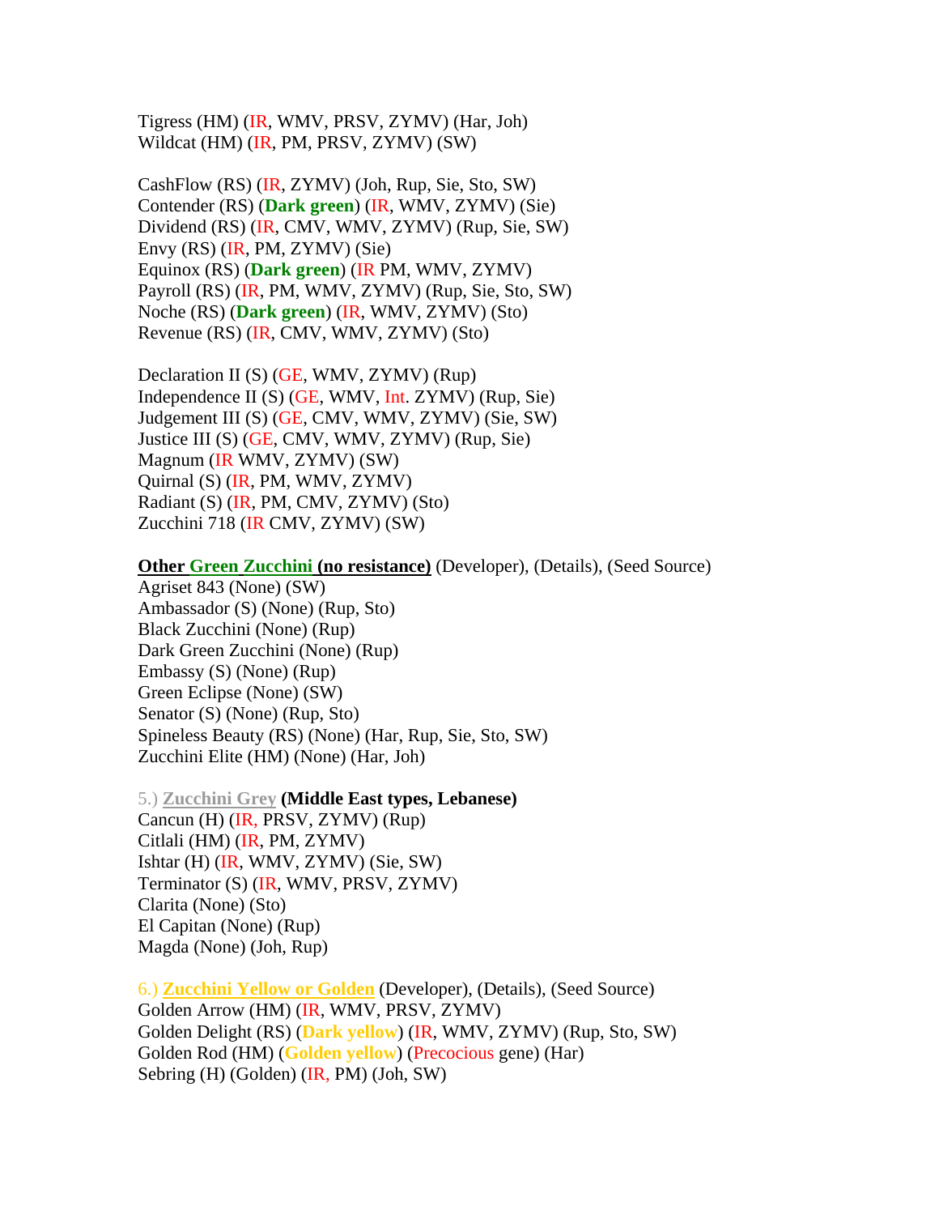Tigress (HM) (IR, WMV, PRSV, ZYMV) (Har, Joh)
Wildcat (HM) (IR, PM, PRSV, ZYMV) (SW)

CashFlow (RS) (IR, ZYMV) (Joh, Rup, Sie, Sto, SW)
Contender (RS) (**Dark green**) (IR, WMV, ZYMV) (Sie)
Dividend (RS) (IR, CMV, WMV, ZYMV) (Rup, Sie, SW)
Envy (RS) (IR, PM, ZYMV) (Sie)
Equinox (RS) (**Dark green**) (IR PM, WMV, ZYMV)
Payroll (RS) (IR, PM, WMV, ZYMV) (Rup, Sie, Sto, SW)
Noche (RS) (**Dark green**) (IR, WMV, ZYMV) (Sto)
Revenue (RS) (IR, CMV, WMV, ZYMV) (Sto)

Declaration II (S) (GE, WMV, ZYMV) (Rup)
Independence II (S) (GE, WMV, Int. ZYMV) (Rup, Sie)
Judgement III (S) (GE, CMV, WMV, ZYMV) (Sie, SW)
Justice III (S) (GE, CMV, WMV, ZYMV) (Rup, Sie)
Magnum (IR WMV, ZYMV) (SW)
Quirnal (S) (IR, PM, WMV, ZYMV)
Radiant (S) (IR, PM, CMV, ZYMV) (Sto)
Zucchini 718 (IR CMV, ZYMV) (SW)

**Other Green Zucchini (no resistance)** (Developer), (Details), (Seed Source)
Agriset 843 (None) (SW)
Ambassador (S) (None) (Rup, Sto)
Black Zucchini (None) (Rup)
Dark Green Zucchini (None) (Rup)
Embassy (S) (None) (Rup)
Green Eclipse (None) (SW)
Senator (S) (None) (Rup, Sto)
Spineless Beauty (RS) (None) (Har, Rup, Sie, Sto, SW)
Zucchini Elite (HM) (None) (Har, Joh)

5.) **Zucchini Grey** **(Middle East types, Lebanese)**
Cancun (H) (IR, PRSV, ZYMV) (Rup)
Citlali (HM) (IR, PM, ZYMV)
Ishtar (H) (IR, WMV, ZYMV) (Sie, SW)
Terminator (S) (IR, WMV, PRSV, ZYMV)
Clarita (None) (Sto)
El Capitan (None) (Rup)
Magda (None) (Joh, Rup)

6.) **Zucchini Yellow or Golden** (Developer), (Details), (Seed Source)
Golden Arrow (HM) (IR, WMV, PRSV, ZYMV)
Golden Delight (RS) (**Dark yellow**) (IR, WMV, ZYMV) (Rup, Sto, SW)
Golden Rod (HM) (**Golden yellow**) (Precocious gene) (Har)
Sebring (H) (Golden) (IR, PM) (Joh, SW)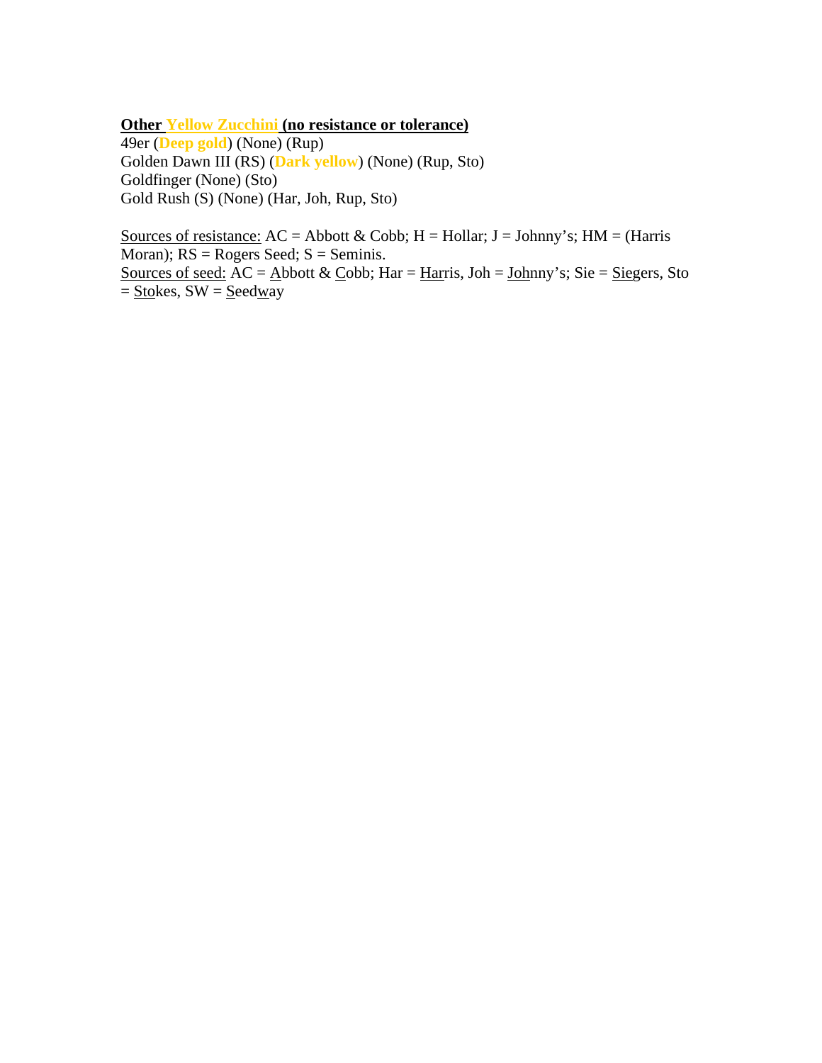**Other Yellow Zucchini (no resistance or tolerance)**
49er (**Deep gold**) (None) (Rup)
Golden Dawn III (RS) (**Dark yellow**) (None) (Rup, Sto)
Goldfinger (None) (Sto)
Gold Rush (S) (None) (Har, Joh, Rup, Sto)

Sources of resistance: AC = Abbott & Cobb; H = Hollar; J = Johnny's; HM = (Harris Moran); RS = Rogers Seed; S = Seminis.
Sources of seed: AC = Abbott & Cobb; Har = Harris, Joh = Johnny's; Sie = Siegers, Sto = Stokes, SW = Seedway